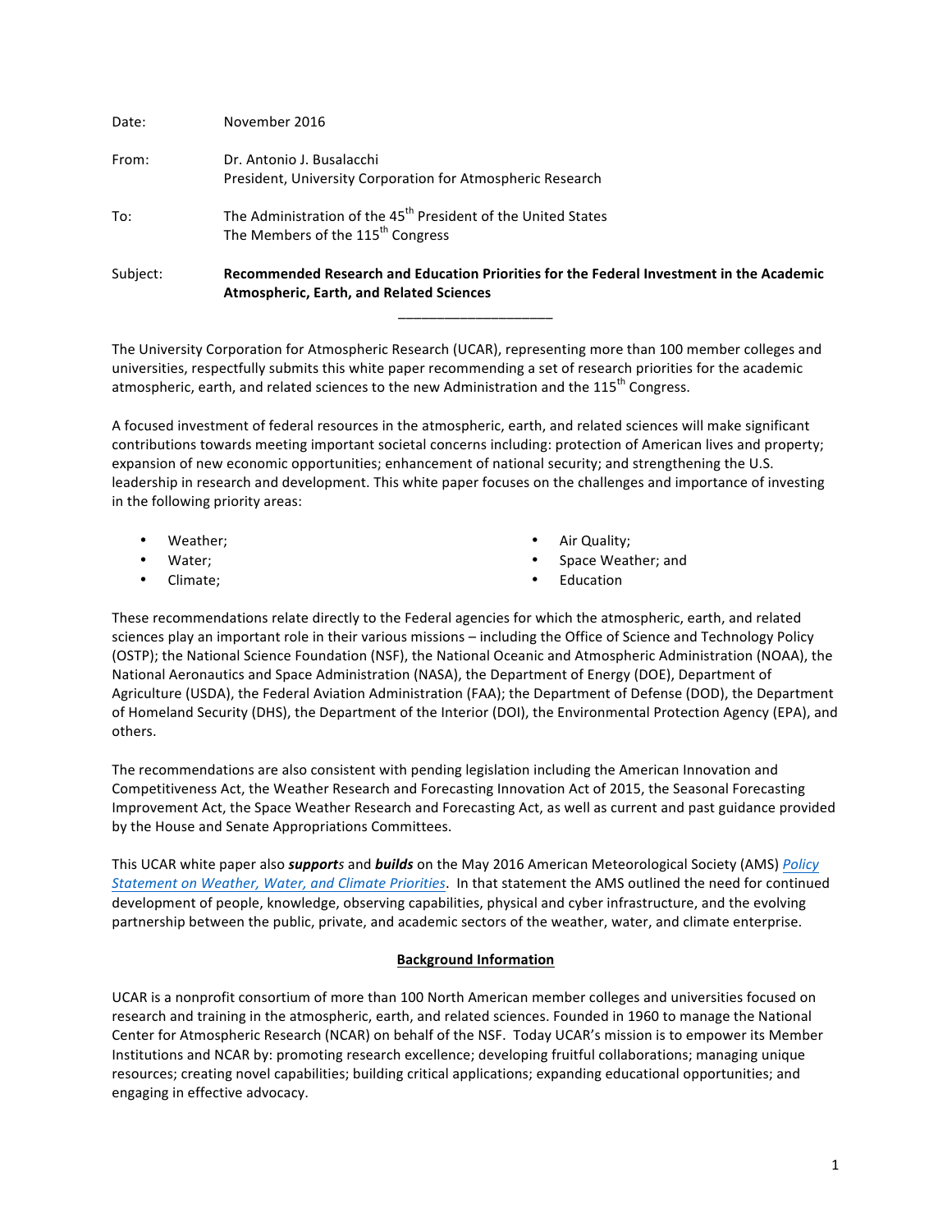Date: November 2016

From: Dr. Antonio J. Busalacchi
President, University Corporation for Atmospheric Research

To: The Administration of the 45th President of the United States
The Members of the 115th Congress

Subject: **Recommended Research and Education Priorities for the Federal Investment in the Academic Atmospheric, Earth, and Related Sciences**

---

The University Corporation for Atmospheric Research (UCAR), representing more than 100 member colleges and universities, respectfully submits this white paper recommending a set of research priorities for the academic atmospheric, earth, and related sciences to the new Administration and the 115th Congress.

A focused investment of federal resources in the atmospheric, earth, and related sciences will make significant contributions towards meeting important societal concerns including: protection of American lives and property; expansion of new economic opportunities; enhancement of national security; and strengthening the U.S. leadership in research and development. This white paper focuses on the challenges and importance of investing in the following priority areas:

- Weather;
- Water;
- Climate;
- Air Quality;
- Space Weather; and
- Education

These recommendations relate directly to the Federal agencies for which the atmospheric, earth, and related sciences play an important role in their various missions – including the Office of Science and Technology Policy (OSTP); the National Science Foundation (NSF), the National Oceanic and Atmospheric Administration (NOAA), the National Aeronautics and Space Administration (NASA), the Department of Energy (DOE), Department of Agriculture (USDA), the Federal Aviation Administration (FAA); the Department of Defense (DOD), the Department of Homeland Security (DHS), the Department of the Interior (DOI), the Environmental Protection Agency (EPA), and others.

The recommendations are also consistent with pending legislation including the American Innovation and Competitiveness Act, the Weather Research and Forecasting Innovation Act of 2015, the Seasonal Forecasting Improvement Act, the Space Weather Research and Forecasting Act, as well as current and past guidance provided by the House and Senate Appropriations Committees.

This UCAR white paper also ***support***s and ***builds*** on the May 2016 American Meteorological Society (AMS) *Policy Statement on Weather, Water, and Climate Priorities*. In that statement the AMS outlined the need for continued development of people, knowledge, observing capabilities, physical and cyber infrastructure, and the evolving partnership between the public, private, and academic sectors of the weather, water, and climate enterprise.

## Background Information

UCAR is a nonprofit consortium of more than 100 North American member colleges and universities focused on research and training in the atmospheric, earth, and related sciences. Founded in 1960 to manage the National Center for Atmospheric Research (NCAR) on behalf of the NSF. Today UCAR's mission is to empower its Member Institutions and NCAR by: promoting research excellence; developing fruitful collaborations; managing unique resources; creating novel capabilities; building critical applications; expanding educational opportunities; and engaging in effective advocacy.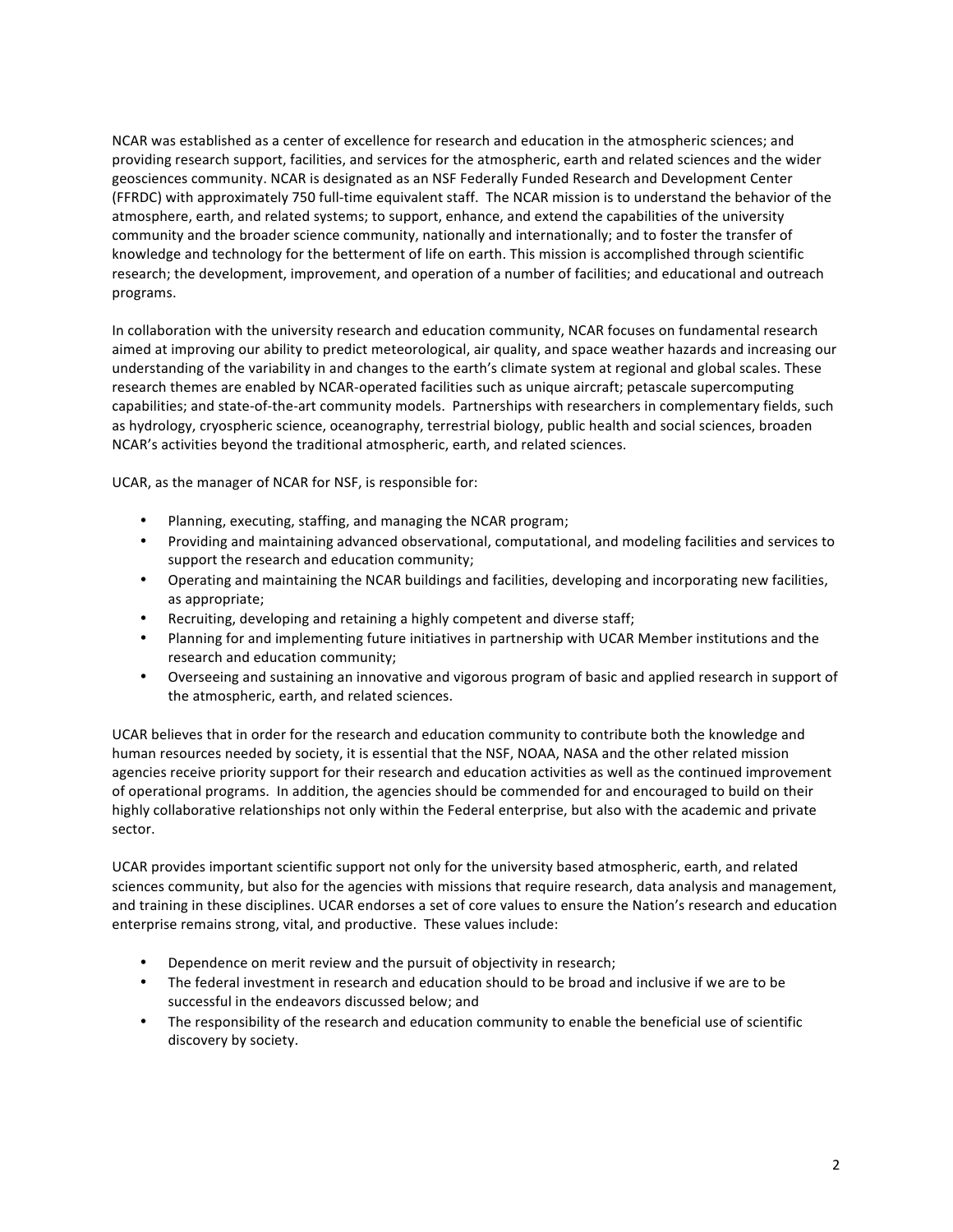NCAR was established as a center of excellence for research and education in the atmospheric sciences; and providing research support, facilities, and services for the atmospheric, earth and related sciences and the wider geosciences community. NCAR is designated as an NSF Federally Funded Research and Development Center (FFRDC) with approximately 750 full-time equivalent staff. The NCAR mission is to understand the behavior of the atmosphere, earth, and related systems; to support, enhance, and extend the capabilities of the university community and the broader science community, nationally and internationally; and to foster the transfer of knowledge and technology for the betterment of life on earth. This mission is accomplished through scientific research; the development, improvement, and operation of a number of facilities; and educational and outreach programs.

In collaboration with the university research and education community, NCAR focuses on fundamental research aimed at improving our ability to predict meteorological, air quality, and space weather hazards and increasing our understanding of the variability in and changes to the earth's climate system at regional and global scales. These research themes are enabled by NCAR-operated facilities such as unique aircraft; petascale supercomputing capabilities; and state-of-the-art community models. Partnerships with researchers in complementary fields, such as hydrology, cryospheric science, oceanography, terrestrial biology, public health and social sciences, broaden NCAR's activities beyond the traditional atmospheric, earth, and related sciences.

UCAR, as the manager of NCAR for NSF, is responsible for:

- Planning, executing, staffing, and managing the NCAR program;
- Providing and maintaining advanced observational, computational, and modeling facilities and services to support the research and education community;
- Operating and maintaining the NCAR buildings and facilities, developing and incorporating new facilities, as appropriate;
- Recruiting, developing and retaining a highly competent and diverse staff;
- Planning for and implementing future initiatives in partnership with UCAR Member institutions and the research and education community;
- Overseeing and sustaining an innovative and vigorous program of basic and applied research in support of the atmospheric, earth, and related sciences.

UCAR believes that in order for the research and education community to contribute both the knowledge and human resources needed by society, it is essential that the NSF, NOAA, NASA and the other related mission agencies receive priority support for their research and education activities as well as the continued improvement of operational programs. In addition, the agencies should be commended for and encouraged to build on their highly collaborative relationships not only within the Federal enterprise, but also with the academic and private sector.

UCAR provides important scientific support not only for the university based atmospheric, earth, and related sciences community, but also for the agencies with missions that require research, data analysis and management, and training in these disciplines. UCAR endorses a set of core values to ensure the Nation's research and education enterprise remains strong, vital, and productive. These values include:

- Dependence on merit review and the pursuit of objectivity in research;
- The federal investment in research and education should to be broad and inclusive if we are to be successful in the endeavors discussed below; and
- The responsibility of the research and education community to enable the beneficial use of scientific discovery by society.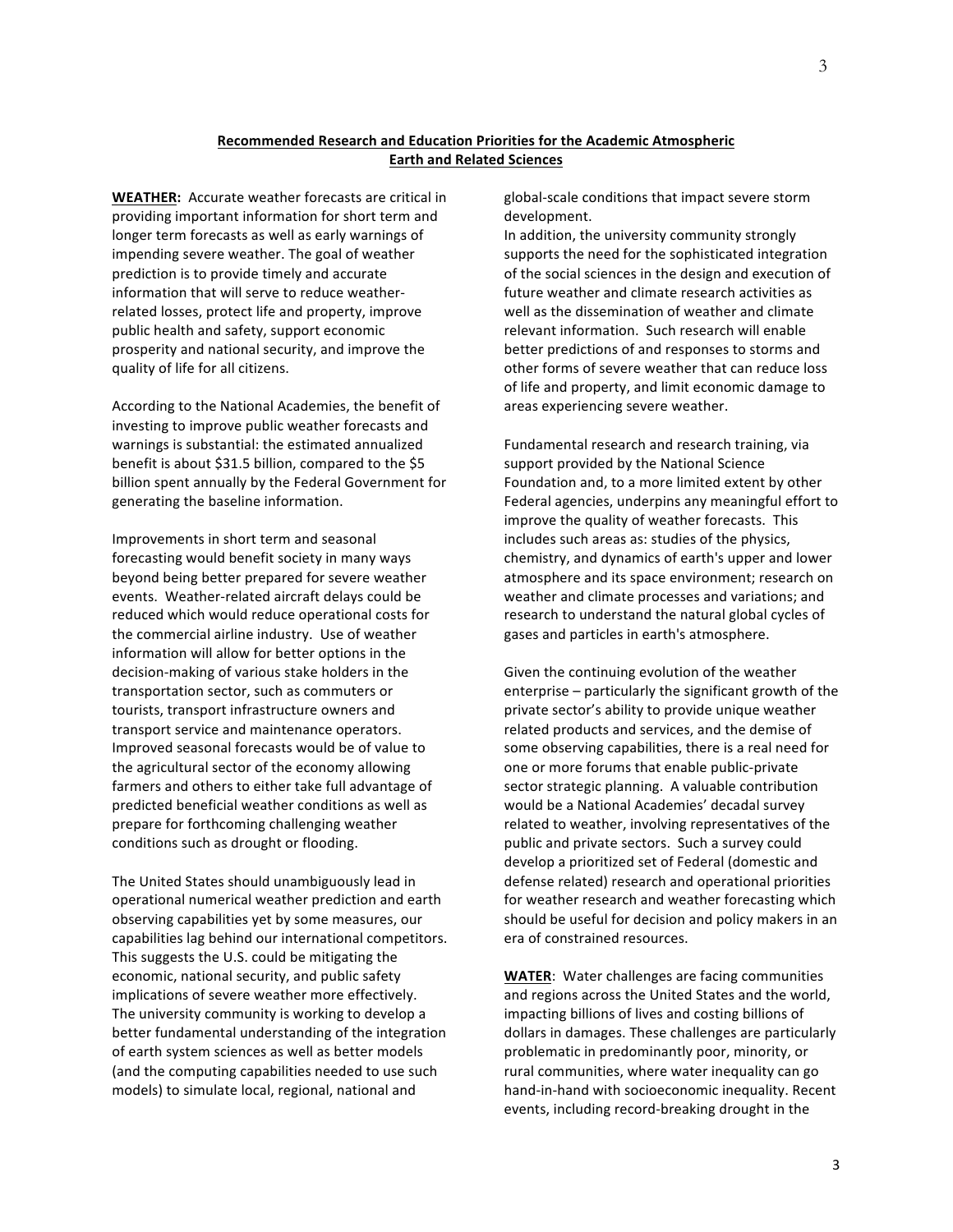## Recommended Research and Education Priorities for the Academic Atmospheric Earth and Related Sciences

**WEATHER:** Accurate weather forecasts are critical in providing important information for short term and longer term forecasts as well as early warnings of impending severe weather. The goal of weather prediction is to provide timely and accurate information that will serve to reduce weather-related losses, protect life and property, improve public health and safety, support economic prosperity and national security, and improve the quality of life for all citizens.

According to the National Academies, the benefit of investing to improve public weather forecasts and warnings is substantial: the estimated annualized benefit is about $31.5 billion, compared to the $5 billion spent annually by the Federal Government for generating the baseline information.

Improvements in short term and seasonal forecasting would benefit society in many ways beyond being better prepared for severe weather events. Weather-related aircraft delays could be reduced which would reduce operational costs for the commercial airline industry. Use of weather information will allow for better options in the decision-making of various stake holders in the transportation sector, such as commuters or tourists, transport infrastructure owners and transport service and maintenance operators. Improved seasonal forecasts would be of value to the agricultural sector of the economy allowing farmers and others to either take full advantage of predicted beneficial weather conditions as well as prepare for forthcoming challenging weather conditions such as drought or flooding.

The United States should unambiguously lead in operational numerical weather prediction and earth observing capabilities yet by some measures, our capabilities lag behind our international competitors. This suggests the U.S. could be mitigating the economic, national security, and public safety implications of severe weather more effectively. The university community is working to develop a better fundamental understanding of the integration of earth system sciences as well as better models (and the computing capabilities needed to use such models) to simulate local, regional, national and global-scale conditions that impact severe storm development.

In addition, the university community strongly supports the need for the sophisticated integration of the social sciences in the design and execution of future weather and climate research activities as well as the dissemination of weather and climate relevant information. Such research will enable better predictions of and responses to storms and other forms of severe weather that can reduce loss of life and property, and limit economic damage to areas experiencing severe weather.

Fundamental research and research training, via support provided by the National Science Foundation and, to a more limited extent by other Federal agencies, underpins any meaningful effort to improve the quality of weather forecasts. This includes such areas as: studies of the physics, chemistry, and dynamics of earth's upper and lower atmosphere and its space environment; research on weather and climate processes and variations; and research to understand the natural global cycles of gases and particles in earth's atmosphere.

Given the continuing evolution of the weather enterprise – particularly the significant growth of the private sector's ability to provide unique weather related products and services, and the demise of some observing capabilities, there is a real need for one or more forums that enable public-private sector strategic planning. A valuable contribution would be a National Academies' decadal survey related to weather, involving representatives of the public and private sectors. Such a survey could develop a prioritized set of Federal (domestic and defense related) research and operational priorities for weather research and weather forecasting which should be useful for decision and policy makers in an era of constrained resources.

**WATER**: Water challenges are facing communities and regions across the United States and the world, impacting billions of lives and costing billions of dollars in damages. These challenges are particularly problematic in predominantly poor, minority, or rural communities, where water inequality can go hand-in-hand with socioeconomic inequality. Recent events, including record-breaking drought in the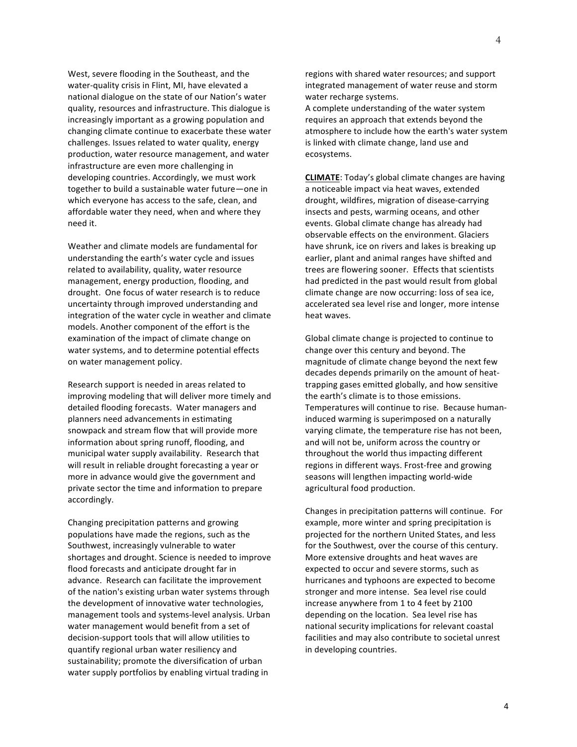West, severe flooding in the Southeast, and the water-quality crisis in Flint, MI, have elevated a national dialogue on the state of our Nation's water quality, resources and infrastructure. This dialogue is increasingly important as a growing population and changing climate continue to exacerbate these water challenges. Issues related to water quality, energy production, water resource management, and water infrastructure are even more challenging in developing countries. Accordingly, we must work together to build a sustainable water future—one in which everyone has access to the safe, clean, and affordable water they need, when and where they need it.

Weather and climate models are fundamental for understanding the earth's water cycle and issues related to availability, quality, water resource management, energy production, flooding, and drought. One focus of water research is to reduce uncertainty through improved understanding and integration of the water cycle in weather and climate models. Another component of the effort is the examination of the impact of climate change on water systems, and to determine potential effects on water management policy.

Research support is needed in areas related to improving modeling that will deliver more timely and detailed flooding forecasts. Water managers and planners need advancements in estimating snowpack and stream flow that will provide more information about spring runoff, flooding, and municipal water supply availability. Research that will result in reliable drought forecasting a year or more in advance would give the government and private sector the time and information to prepare accordingly.

Changing precipitation patterns and growing populations have made the regions, such as the Southwest, increasingly vulnerable to water shortages and drought. Science is needed to improve flood forecasts and anticipate drought far in advance. Research can facilitate the improvement of the nation's existing urban water systems through the development of innovative water technologies, management tools and systems-level analysis. Urban water management would benefit from a set of decision-support tools that will allow utilities to quantify regional urban water resiliency and sustainability; promote the diversification of urban water supply portfolios by enabling virtual trading in regions with shared water resources; and support integrated management of water reuse and storm water recharge systems.

A complete understanding of the water system requires an approach that extends beyond the atmosphere to include how the earth's water system is linked with climate change, land use and ecosystems.

**CLIMATE**: Today's global climate changes are having a noticeable impact via heat waves, extended drought, wildfires, migration of disease-carrying insects and pests, warming oceans, and other events. Global climate change has already had observable effects on the environment. Glaciers have shrunk, ice on rivers and lakes is breaking up earlier, plant and animal ranges have shifted and trees are flowering sooner. Effects that scientists had predicted in the past would result from global climate change are now occurring: loss of sea ice, accelerated sea level rise and longer, more intense heat waves.

Global climate change is projected to continue to change over this century and beyond. The magnitude of climate change beyond the next few decades depends primarily on the amount of heat-trapping gases emitted globally, and how sensitive the earth's climate is to those emissions. Temperatures will continue to rise. Because human-induced warming is superimposed on a naturally varying climate, the temperature rise has not been, and will not be, uniform across the country or throughout the world thus impacting different regions in different ways. Frost-free and growing seasons will lengthen impacting world-wide agricultural food production.

Changes in precipitation patterns will continue. For example, more winter and spring precipitation is projected for the northern United States, and less for the Southwest, over the course of this century. More extensive droughts and heat waves are expected to occur and severe storms, such as hurricanes and typhoons are expected to become stronger and more intense. Sea level rise could increase anywhere from 1 to 4 feet by 2100 depending on the location. Sea level rise has national security implications for relevant coastal facilities and may also contribute to societal unrest in developing countries.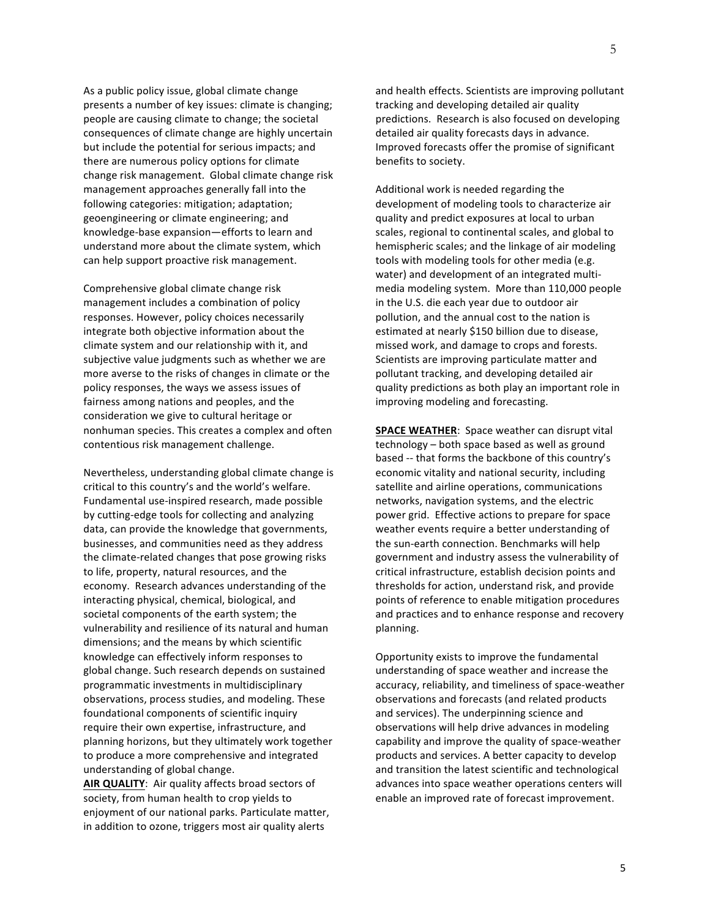As a public policy issue, global climate change presents a number of key issues: climate is changing; people are causing climate to change; the societal consequences of climate change are highly uncertain but include the potential for serious impacts; and there are numerous policy options for climate change risk management. Global climate change risk management approaches generally fall into the following categories: mitigation; adaptation; geoengineering or climate engineering; and knowledge-base expansion—efforts to learn and understand more about the climate system, which can help support proactive risk management.

Comprehensive global climate change risk management includes a combination of policy responses. However, policy choices necessarily integrate both objective information about the climate system and our relationship with it, and subjective value judgments such as whether we are more averse to the risks of changes in climate or the policy responses, the ways we assess issues of fairness among nations and peoples, and the consideration we give to cultural heritage or nonhuman species. This creates a complex and often contentious risk management challenge.

Nevertheless, understanding global climate change is critical to this country's and the world's welfare. Fundamental use-inspired research, made possible by cutting-edge tools for collecting and analyzing data, can provide the knowledge that governments, businesses, and communities need as they address the climate-related changes that pose growing risks to life, property, natural resources, and the economy. Research advances understanding of the interacting physical, chemical, biological, and societal components of the earth system; the vulnerability and resilience of its natural and human dimensions; and the means by which scientific knowledge can effectively inform responses to global change. Such research depends on sustained programmatic investments in multidisciplinary observations, process studies, and modeling. These foundational components of scientific inquiry require their own expertise, infrastructure, and planning horizons, but they ultimately work together to produce a more comprehensive and integrated understanding of global change.

**AIR QUALITY**: Air quality affects broad sectors of society, from human health to crop yields to enjoyment of our national parks. Particulate matter, in addition to ozone, triggers most air quality alerts and health effects. Scientists are improving pollutant tracking and developing detailed air quality predictions. Research is also focused on developing detailed air quality forecasts days in advance. Improved forecasts offer the promise of significant benefits to society.

Additional work is needed regarding the development of modeling tools to characterize air quality and predict exposures at local to urban scales, regional to continental scales, and global to hemispheric scales; and the linkage of air modeling tools with modeling tools for other media (e.g. water) and development of an integrated multi-media modeling system. More than 110,000 people in the U.S. die each year due to outdoor air pollution, and the annual cost to the nation is estimated at nearly $150 billion due to disease, missed work, and damage to crops and forests. Scientists are improving particulate matter and pollutant tracking, and developing detailed air quality predictions as both play an important role in improving modeling and forecasting.

**SPACE WEATHER**: Space weather can disrupt vital technology – both space based as well as ground based -- that forms the backbone of this country's economic vitality and national security, including satellite and airline operations, communications networks, navigation systems, and the electric power grid. Effective actions to prepare for space weather events require a better understanding of the sun-earth connection. Benchmarks will help government and industry assess the vulnerability of critical infrastructure, establish decision points and thresholds for action, understand risk, and provide points of reference to enable mitigation procedures and practices and to enhance response and recovery planning.

Opportunity exists to improve the fundamental understanding of space weather and increase the accuracy, reliability, and timeliness of space-weather observations and forecasts (and related products and services). The underpinning science and observations will help drive advances in modeling capability and improve the quality of space-weather products and services. A better capacity to develop and transition the latest scientific and technological advances into space weather operations centers will enable an improved rate of forecast improvement.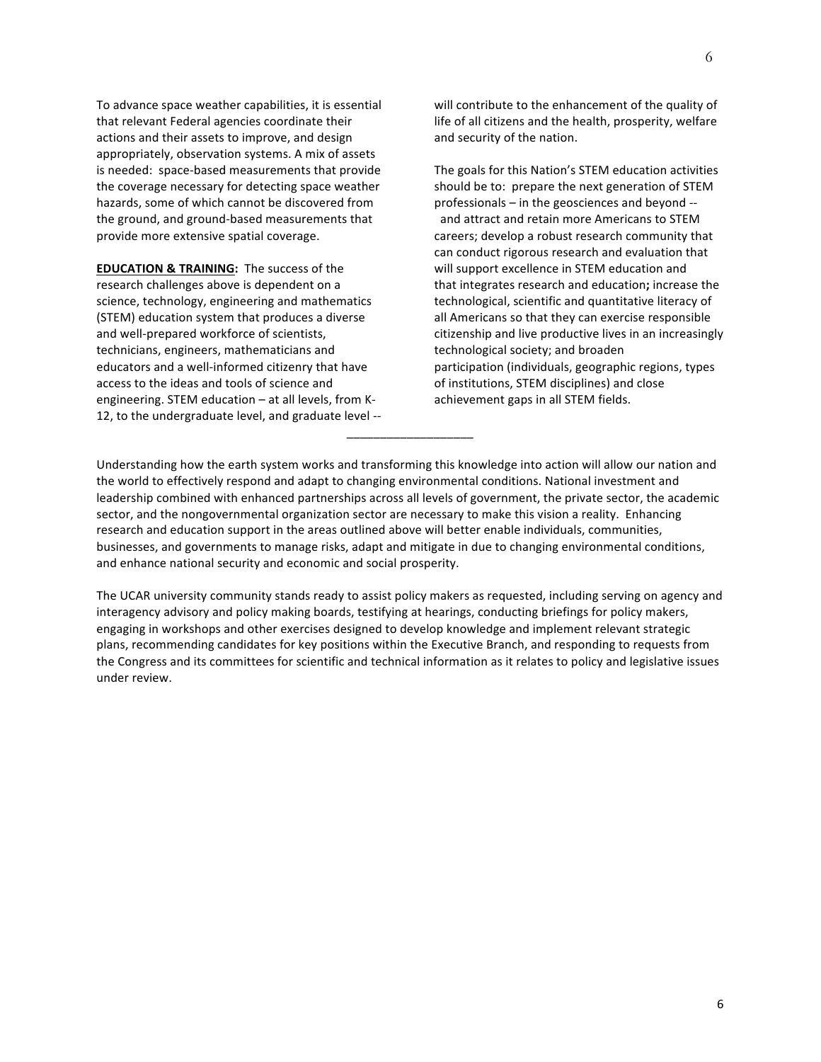To advance space weather capabilities, it is essential that relevant Federal agencies coordinate their actions and their assets to improve, and design appropriately, observation systems. A mix of assets is needed: space-based measurements that provide the coverage necessary for detecting space weather hazards, some of which cannot be discovered from the ground, and ground-based measurements that provide more extensive spatial coverage.

**EDUCATION & TRAINING:** The success of the research challenges above is dependent on a science, technology, engineering and mathematics (STEM) education system that produces a diverse and well-prepared workforce of scientists, technicians, engineers, mathematicians and educators and a well-informed citizenry that have access to the ideas and tools of science and engineering. STEM education – at all levels, from K-12, to the undergraduate level, and graduate level -- will contribute to the enhancement of the quality of life of all citizens and the health, prosperity, welfare and security of the nation.

The goals for this Nation's STEM education activities should be to: prepare the next generation of STEM professionals – in the geosciences and beyond -- and attract and retain more Americans to STEM careers; develop a robust research community that can conduct rigorous research and evaluation that will support excellence in STEM education and that integrates research and education**;** increase the technological, scientific and quantitative literacy of all Americans so that they can exercise responsible citizenship and live productive lives in an increasingly technological society; and broaden participation (individuals, geographic regions, types of institutions, STEM disciplines) and close achievement gaps in all STEM fields.

---

Understanding how the earth system works and transforming this knowledge into action will allow our nation and the world to effectively respond and adapt to changing environmental conditions. National investment and leadership combined with enhanced partnerships across all levels of government, the private sector, the academic sector, and the nongovernmental organization sector are necessary to make this vision a reality. Enhancing research and education support in the areas outlined above will better enable individuals, communities, businesses, and governments to manage risks, adapt and mitigate in due to changing environmental conditions, and enhance national security and economic and social prosperity.

The UCAR university community stands ready to assist policy makers as requested, including serving on agency and interagency advisory and policy making boards, testifying at hearings, conducting briefings for policy makers, engaging in workshops and other exercises designed to develop knowledge and implement relevant strategic plans, recommending candidates for key positions within the Executive Branch, and responding to requests from the Congress and its committees for scientific and technical information as it relates to policy and legislative issues under review.